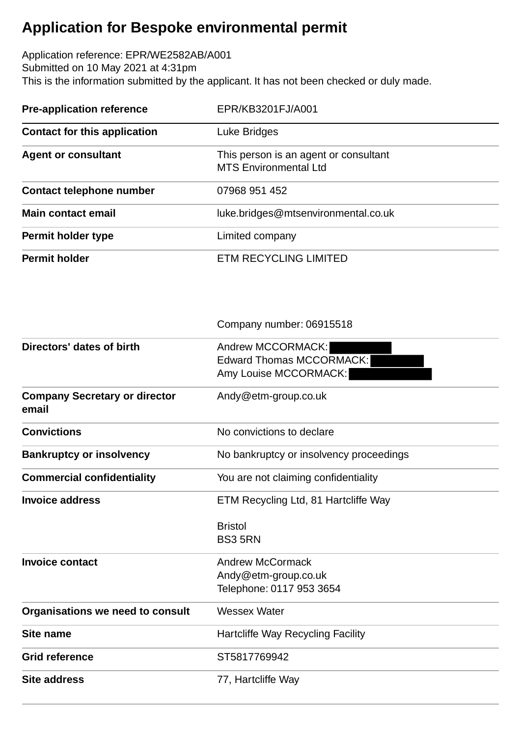# Application for Bespoke environmental permit

Application reference: EPR/WE2582AB/A001
Submitted on 10 May 2021 at 4:31pm
This is the information submitted by the applicant. It has not been checked or duly made.

| | |
|---|---|
| **Pre-application reference** | EPR/KB3201FJ/A001 |
| **Contact for this application** | Luke Bridges |
| **Agent or consultant** | This person is an agent or consultant<br>MTS Environmental Ltd |
| **Contact telephone number** | 07968 951 452 |
| **Main contact email** | luke.bridges@mtsenvironmental.co.uk |
| **Permit holder type** | Limited company |
| **Permit holder** | ETM RECYCLING LIMITED<br><br>Company number: 06915518 |
| **Directors' dates of birth** | Andrew MCCORMACK: ██████<br>Edward Thomas MCCORMACK: ██████<br>Amy Louise MCCORMACK: ██████ |
| **Company Secretary or director email** | Andy@etm-group.co.uk |
| **Convictions** | No convictions to declare |
| **Bankruptcy or insolvency** | No bankruptcy or insolvency proceedings |
| **Commercial confidentiality** | You are not claiming confidentiality |
| **Invoice address** | ETM Recycling Ltd, 81 Hartcliffe Way<br><br>Bristol<br>BS3 5RN |
| **Invoice contact** | Andrew McCormack<br>Andy@etm-group.co.uk<br>Telephone: 0117 953 3654 |
| **Organisations we need to consult** | Wessex Water |
| **Site name** | Hartcliffe Way Recycling Facility |
| **Grid reference** | ST5817769942 |
| **Site address** | 77, Hartcliffe Way |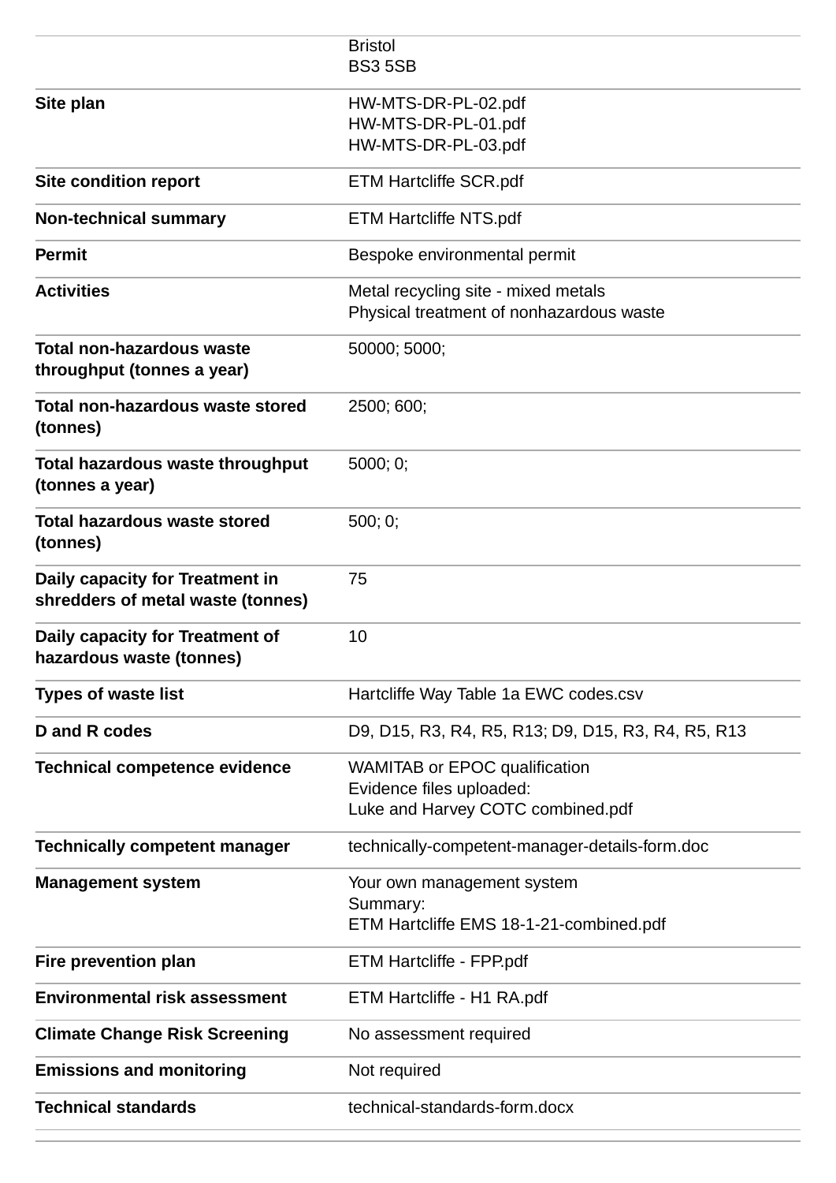| | |
|---|---|
| | Bristol<br>BS3 5SB |
| **Site plan** | HW-MTS-DR-PL-02.pdf<br>HW-MTS-DR-PL-01.pdf<br>HW-MTS-DR-PL-03.pdf |
| **Site condition report** | ETM Hartcliffe SCR.pdf |
| **Non-technical summary** | ETM Hartcliffe NTS.pdf |
| **Permit** | Bespoke environmental permit |
| **Activities** | Metal recycling site - mixed metals<br>Physical treatment of nonhazardous waste |
| **Total non-hazardous waste throughput (tonnes a year)** | 50000; 5000; |
| **Total non-hazardous waste stored (tonnes)** | 2500; 600; |
| **Total hazardous waste throughput (tonnes a year)** | 5000; 0; |
| **Total hazardous waste stored (tonnes)** | 500; 0; |
| **Daily capacity for Treatment in shredders of metal waste (tonnes)** | 75 |
| **Daily capacity for Treatment of hazardous waste (tonnes)** | 10 |
| **Types of waste list** | Hartcliffe Way Table 1a EWC codes.csv |
| **D and R codes** | D9, D15, R3, R4, R5, R13; D9, D15, R3, R4, R5, R13 |
| **Technical competence evidence** | WAMITAB or EPOC qualification<br>Evidence files uploaded:<br>Luke and Harvey COTC combined.pdf |
| **Technically competent manager** | technically-competent-manager-details-form.doc |
| **Management system** | Your own management system<br>Summary:<br>ETM Hartcliffe EMS 18-1-21-combined.pdf |
| **Fire prevention plan** | ETM Hartcliffe - FPP.pdf |
| **Environmental risk assessment** | ETM Hartcliffe - H1 RA.pdf |
| **Climate Change Risk Screening** | No assessment required |
| **Emissions and monitoring** | Not required |
| **Technical standards** | technical-standards-form.docx |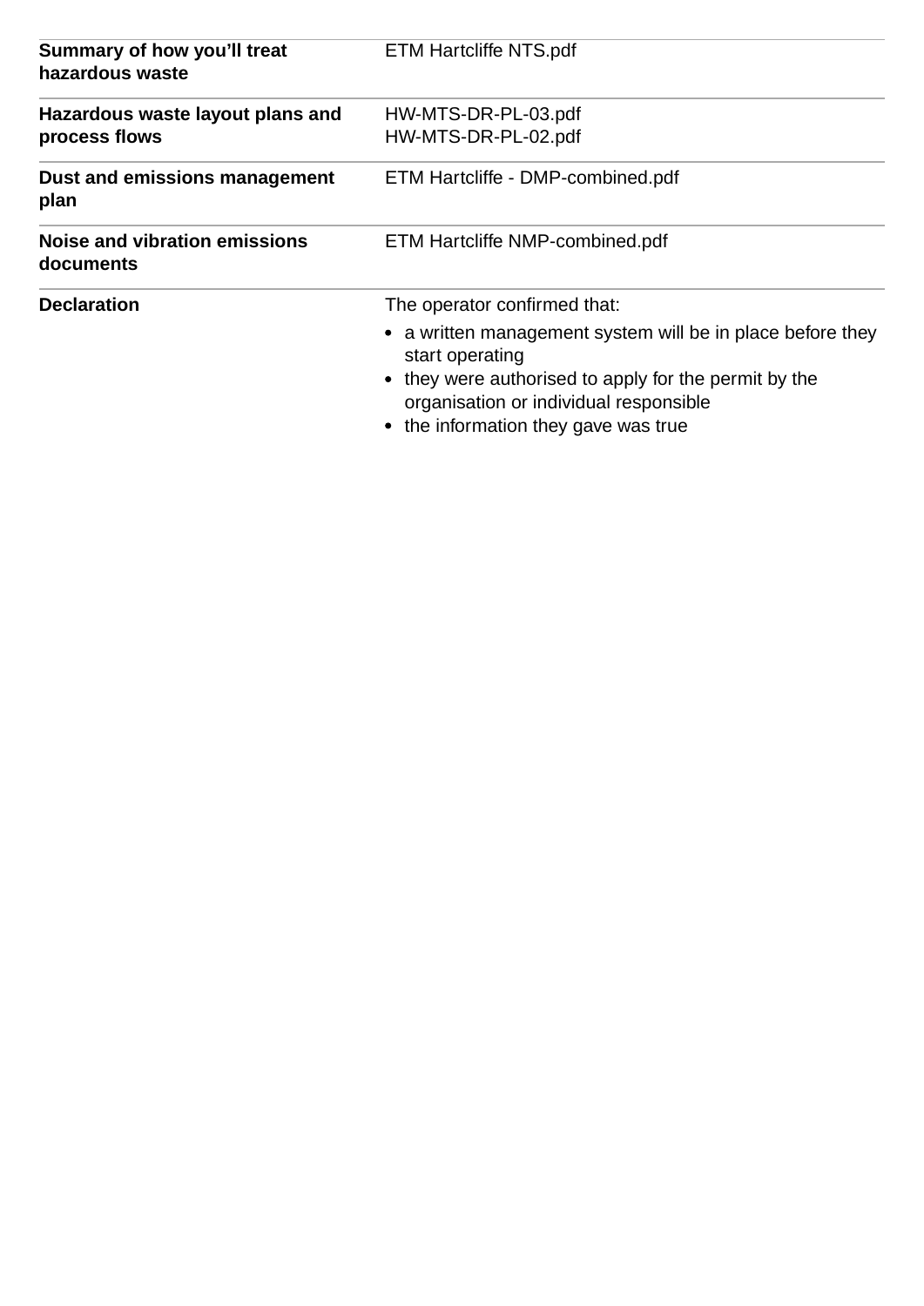| | |
|---|---|
| **Summary of how you'll treat hazardous waste** | ETM Hartcliffe NTS.pdf |
| **Hazardous waste layout plans and process flows** | HW-MTS-DR-PL-03.pdf<br>HW-MTS-DR-PL-02.pdf |
| **Dust and emissions management plan** | ETM Hartcliffe - DMP-combined.pdf |
| **Noise and vibration emissions documents** | ETM Hartcliffe NMP-combined.pdf |
| **Declaration** | The operator confirmed that:<br>• a written management system will be in place before they start operating<br>• they were authorised to apply for the permit by the organisation or individual responsible<br>• the information they gave was true |